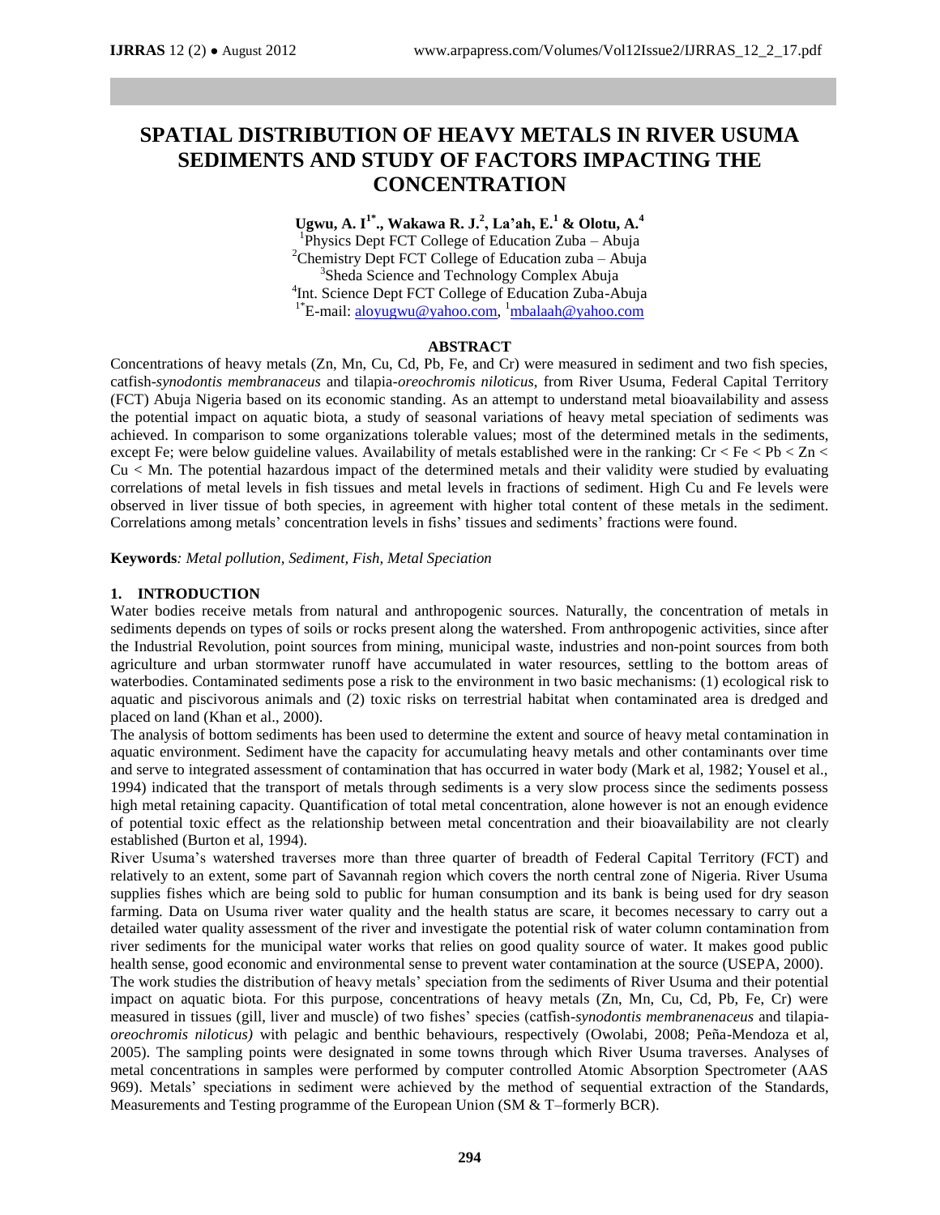# SPATIAL DISTRIBUTION OF HEAVY METALS IN RIVER USUMA SEDIMENTS AND STUDY OF FACTORS IMPACTING THE CONCENTRATION

**Ugwu, A. I[1*]., Wakawa R. J.[2], La'ah, E.[1] & Olotu, A.[4]**

[1]Physics Dept FCT College of Education Zuba – Abuja
[2]Chemistry Dept FCT College of Education zuba – Abuja
[3]Sheda Science and Technology Complex Abuja
[4]Int. Science Dept FCT College of Education Zuba-Abuja
[1*]E-mail: aloyugwu@yahoo.com, [1]mbalaah@yahoo.com

## ABSTRACT

Concentrations of heavy metals (Zn, Mn, Cu, Cd, Pb, Fe, and Cr) were measured in sediment and two fish species, catfish-*synodontis membranaceus* and tilapia-*oreochromis niloticus*, from River Usuma, Federal Capital Territory (FCT) Abuja Nigeria based on its economic standing. As an attempt to understand metal bioavailability and assess the potential impact on aquatic biota, a study of seasonal variations of heavy metal speciation of sediments was achieved. In comparison to some organizations tolerable values; most of the determined metals in the sediments, except Fe; were below guideline values. Availability of metals established were in the ranking: Cr < Fe < Pb < Zn < Cu < Mn. The potential hazardous impact of the determined metals and their validity were studied by evaluating correlations of metal levels in fish tissues and metal levels in fractions of sediment. High Cu and Fe levels were observed in liver tissue of both species, in agreement with higher total content of these metals in the sediment. Correlations among metals' concentration levels in fishs' tissues and sediments' fractions were found.

**Keywords***: Metal pollution, Sediment, Fish, Metal Speciation*

## 1. INTRODUCTION

Water bodies receive metals from natural and anthropogenic sources. Naturally, the concentration of metals in sediments depends on types of soils or rocks present along the watershed. From anthropogenic activities, since after the Industrial Revolution, point sources from mining, municipal waste, industries and non-point sources from both agriculture and urban stormwater runoff have accumulated in water resources, settling to the bottom areas of waterbodies. Contaminated sediments pose a risk to the environment in two basic mechanisms: (1) ecological risk to aquatic and piscivorous animals and (2) toxic risks on terrestrial habitat when contaminated area is dredged and placed on land (Khan et al., 2000).

The analysis of bottom sediments has been used to determine the extent and source of heavy metal contamination in aquatic environment. Sediment have the capacity for accumulating heavy metals and other contaminants over time and serve to integrated assessment of contamination that has occurred in water body (Mark et al, 1982; Yousel et al., 1994) indicated that the transport of metals through sediments is a very slow process since the sediments possess high metal retaining capacity. Quantification of total metal concentration, alone however is not an enough evidence of potential toxic effect as the relationship between metal concentration and their bioavailability are not clearly established (Burton et al, 1994).

River Usuma's watershed traverses more than three quarter of breadth of Federal Capital Territory (FCT) and relatively to an extent, some part of Savannah region which covers the north central zone of Nigeria. River Usuma supplies fishes which are being sold to public for human consumption and its bank is being used for dry season farming. Data on Usuma river water quality and the health status are scare, it becomes necessary to carry out a detailed water quality assessment of the river and investigate the potential risk of water column contamination from river sediments for the municipal water works that relies on good quality source of water. It makes good public health sense, good economic and environmental sense to prevent water contamination at the source (USEPA, 2000).

The work studies the distribution of heavy metals' speciation from the sediments of River Usuma and their potential impact on aquatic biota. For this purpose, concentrations of heavy metals (Zn, Mn, Cu, Cd, Pb, Fe, Cr) were measured in tissues (gill, liver and muscle) of two fishes' species (catfish-*synodontis membranenaceus* and tilapia-*oreochromis niloticus)* with pelagic and benthic behaviours, respectively (Owolabi, 2008; Peña-Mendoza et al, 2005). The sampling points were designated in some towns through which River Usuma traverses. Analyses of metal concentrations in samples were performed by computer controlled Atomic Absorption Spectrometer (AAS 969). Metals' speciations in sediment were achieved by the method of sequential extraction of the Standards, Measurements and Testing programme of the European Union (SM & T–formerly BCR).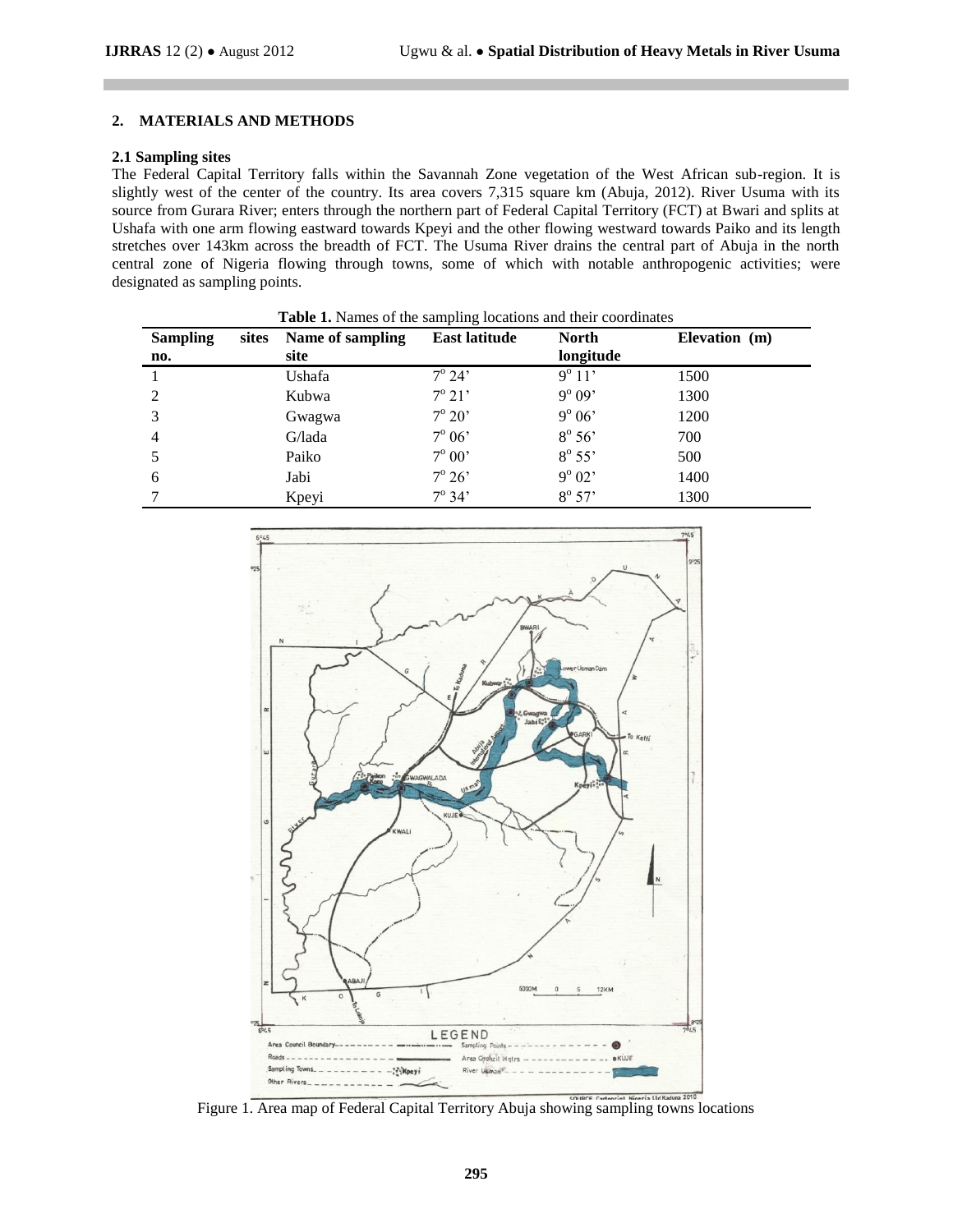## 2. MATERIALS AND METHODS

### 2.1 Sampling sites

The Federal Capital Territory falls within the Savannah Zone vegetation of the West African sub-region. It is slightly west of the center of the country. Its area covers 7,315 square km (Abuja, 2012). River Usuma with its source from Gurara River; enters through the northern part of Federal Capital Territory (FCT) at Bwari and splits at Ushafa with one arm flowing eastward towards Kpeyi and the other flowing westward towards Paiko and its length stretches over 143km across the breadth of FCT. The Usuma River drains the central part of Abuja in the north central zone of Nigeria flowing through towns, some of which with notable anthropogenic activities; were designated as sampling points.

**Table 1.** Names of the sampling locations and their coordinates

| Sampling sites no. | Name of sampling site | East latitude | North longitude | Elevation (m) |
|---|---|---|---|---|
| 1 | Ushafa | $7^o$ 24' | $9^o$ 11' | 1500 |
| 2 | Kubwa | $7^o$ 21' | $9^o$ 09' | 1300 |
| 3 | Gwagwa | $7^o$ 20' | $9^o$ 06' | 1200 |
| 4 | G/lada | $7^o$ 06' | $8^o$ 56' | 700 |
| 5 | Paiko | $7^o$ 00' | $8^o$ 55' | 500 |
| 6 | Jabi | $7^o$ 26' | $9^o$ 02' | 1400 |
| 7 | Kpeyi | $7^o$ 34' | $8^o$ 57' | 1300 |

Figure 1. Area map of Federal Capital Territory Abuja showing sampling towns locations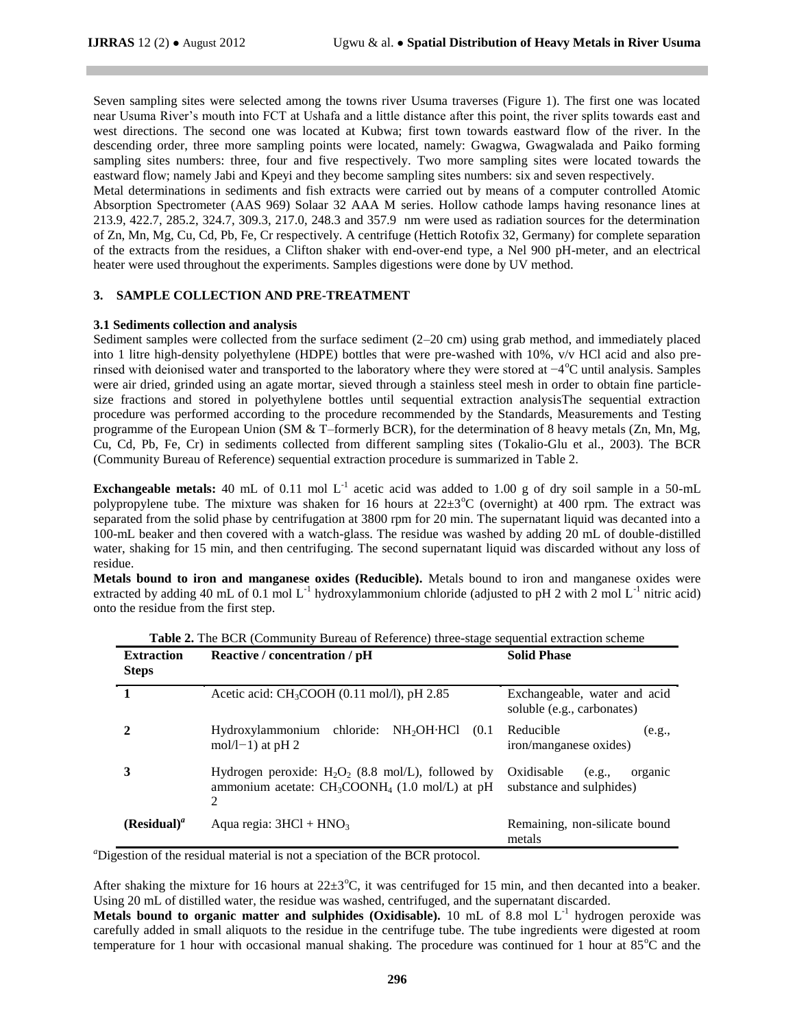Seven sampling sites were selected among the towns river Usuma traverses (Figure 1). The first one was located near Usuma River's mouth into FCT at Ushafa and a little distance after this point, the river splits towards east and west directions. The second one was located at Kubwa; first town towards eastward flow of the river. In the descending order, three more sampling points were located, namely: Gwagwa, Gwagwalada and Paiko forming sampling sites numbers: three, four and five respectively. Two more sampling sites were located towards the eastward flow; namely Jabi and Kpeyi and they become sampling sites numbers: six and seven respectively.

Metal determinations in sediments and fish extracts were carried out by means of a computer controlled Atomic Absorption Spectrometer (AAS 969) Solaar 32 AAA M series. Hollow cathode lamps having resonance lines at 213.9, 422.7, 285.2, 324.7, 309.3, 217.0, 248.3 and 357.9 nm were used as radiation sources for the determination of Zn, Mn, Mg, Cu, Cd, Pb, Fe, Cr respectively. A centrifuge (Hettich Rotofix 32, Germany) for complete separation of the extracts from the residues, a Clifton shaker with end-over-end type, a Nel 900 pH-meter, and an electrical heater were used throughout the experiments. Samples digestions were done by UV method.

## 3. SAMPLE COLLECTION AND PRE-TREATMENT

### 3.1 Sediments collection and analysis

Sediment samples were collected from the surface sediment (2–20 cm) using grab method, and immediately placed into 1 litre high-density polyethylene (HDPE) bottles that were pre-washed with 10%, v/v HCl acid and also pre-rinsed with deionised water and transported to the laboratory where they were stored at −4°C until analysis. Samples were air dried, grinded using an agate mortar, sieved through a stainless steel mesh in order to obtain fine particle-size fractions and stored in polyethylene bottles until sequential extraction analysisThe sequential extraction procedure was performed according to the procedure recommended by the Standards, Measurements and Testing programme of the European Union (SM & T–formerly BCR), for the determination of 8 heavy metals (Zn, Mn, Mg, Cu, Cd, Pb, Fe, Cr) in sediments collected from different sampling sites (Tokalio-Glu et al., 2003). The BCR (Community Bureau of Reference) sequential extraction procedure is summarized in Table 2.

**Exchangeable metals:** 40 mL of 0.11 mol $L^{-1}$ acetic acid was added to 1.00 g of dry soil sample in a 50-mL polypropylene tube. The mixture was shaken for 16 hours at 22±3°C (overnight) at 400 rpm. The extract was separated from the solid phase by centrifugation at 3800 rpm for 20 min. The supernatant liquid was decanted into a 100-mL beaker and then covered with a watch-glass. The residue was washed by adding 20 mL of double-distilled water, shaking for 15 min, and then centrifuging. The second supernatant liquid was discarded without any loss of residue.

**Metals bound to iron and manganese oxides (Reducible).** Metals bound to iron and manganese oxides were extracted by adding 40 mL of 0.1 mol $L^{-1}$ hydroxylammonium chloride (adjusted to pH 2 with 2 mol $L^{-1}$ nitric acid) onto the residue from the first step.

**Table 2.** The BCR (Community Bureau of Reference) three-stage sequential extraction scheme

| Extraction Steps | Reactive / concentration / pH | Solid Phase |
|---|---|---|
| 1 | Acetic acid: $CH_3COOH$ (0.11 mol/l), pH 2.85 | Exchangeable, water and acid soluble (e.g., carbonates) |
| 2 | Hydroxylammonium chloride: $NH_2OH{\cdot}HCl$ (0.1 mol/l−1) at pH 2 | Reducible (e.g., iron/manganese oxides) |
| 3 | Hydrogen peroxide: $H_2O_2$ (8.8 mol/L), followed by ammonium acetate: $CH_3COONH_4$ (1.0 mol/L) at pH 2 | Oxidisable (e.g., organic substance and sulphides) |
| (Residual)[a] | Aqua regia: 3HCl + $HNO_3$ | Remaining, non-silicate bound metals |

[a]Digestion of the residual material is not a speciation of the BCR protocol.

After shaking the mixture for 16 hours at 22±3°C, it was centrifuged for 15 min, and then decanted into a beaker. Using 20 mL of distilled water, the residue was washed, centrifuged, and the supernatant discarded.

**Metals bound to organic matter and sulphides (Oxidisable).** 10 mL of 8.8 mol $L^{-1}$ hydrogen peroxide was carefully added in small aliquots to the residue in the centrifuge tube. The tube ingredients were digested at room temperature for 1 hour with occasional manual shaking. The procedure was continued for 1 hour at 85°C and the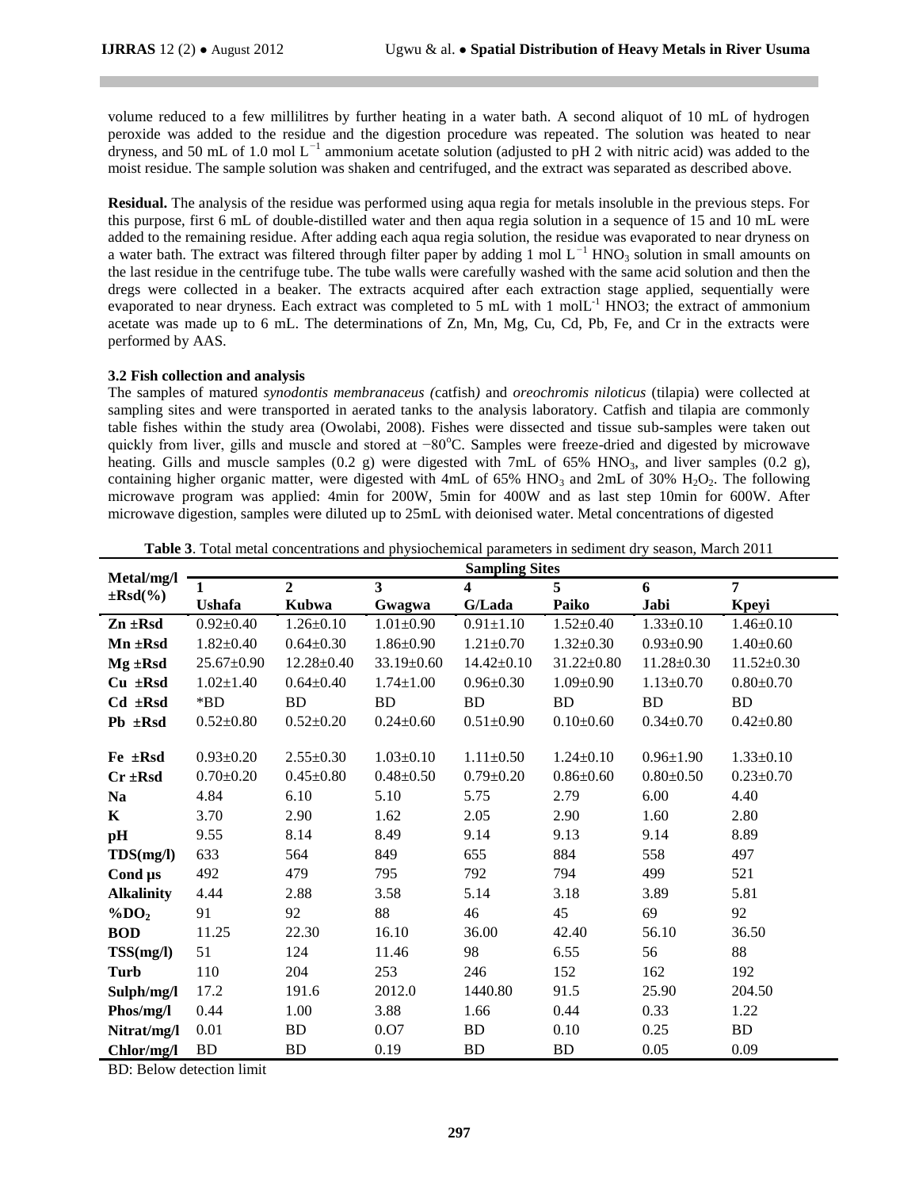volume reduced to a few millilitres by further heating in a water bath. A second aliquot of 10 mL of hydrogen peroxide was added to the residue and the digestion procedure was repeated. The solution was heated to near dryness, and 50 mL of 1.0 mol $L^{-1}$ ammonium acetate solution (adjusted to pH 2 with nitric acid) was added to the moist residue. The sample solution was shaken and centrifuged, and the extract was separated as described above.

**Residual.** The analysis of the residue was performed using aqua regia for metals insoluble in the previous steps. For this purpose, first 6 mL of double-distilled water and then aqua regia solution in a sequence of 15 and 10 mL were added to the remaining residue. After adding each aqua regia solution, the residue was evaporated to near dryness on a water bath. The extract was filtered through filter paper by adding 1 mol $L^{-1}$ $HNO_3$ solution in small amounts on the last residue in the centrifuge tube. The tube walls were carefully washed with the same acid solution and then the dregs were collected in a beaker. The extracts acquired after each extraction stage applied, sequentially were evaporated to near dryness. Each extract was completed to 5 mL with 1 mol$L^{-1}$ HNO3; the extract of ammonium acetate was made up to 6 mL. The determinations of Zn, Mn, Mg, Cu, Cd, Pb, Fe, and Cr in the extracts were performed by AAS.

### 3.2 Fish collection and analysis

The samples of matured *synodontis membranaceus (*catfish*)* and *oreochromis niloticus* (tilapia) were collected at sampling sites and were transported in aerated tanks to the analysis laboratory. Catfish and tilapia are commonly table fishes within the study area (Owolabi, 2008). Fishes were dissected and tissue sub-samples were taken out quickly from liver, gills and muscle and stored at −80°C. Samples were freeze-dried and digested by microwave heating. Gills and muscle samples (0.2 g) were digested with 7mL of 65% $HNO_3$, and liver samples (0.2 g), containing higher organic matter, were digested with 4mL of 65% $HNO_3$ and 2mL of 30% $H_2O_2$. The following microwave program was applied: 4min for 200W, 5min for 400W and as last step 10min for 600W. After microwave digestion, samples were diluted up to 25mL with deionised water. Metal concentrations of digested

**Table 3**. Total metal concentrations and physiochemical parameters in sediment dry season, March 2011

| Metal/mg/l ±Rsd(%) | Sampling Sites | | | | | | |
|---|---|---|---|---|---|---|---|
| | 1 Ushafa | 2 Kubwa | 3 Gwagwa | 4 G/Lada | 5 Paiko | 6 Jabi | 7 Kpeyi |
| **Zn ±Rsd** | 0.92±0.40 | 1.26±0.10 | 1.01±0.90 | 0.91±1.10 | 1.52±0.40 | 1.33±0.10 | 1.46±0.10 |
| **Mn ±Rsd** | 1.82±0.40 | 0.64±0.30 | 1.86±0.90 | 1.21±0.70 | 1.32±0.30 | 0.93±0.90 | 1.40±0.60 |
| **Mg ±Rsd** | 25.67±0.90 | 12.28±0.40 | 33.19±0.60 | 14.42±0.10 | 31.22±0.80 | 11.28±0.30 | 11.52±0.30 |
| **Cu ±Rsd** | 1.02±1.40 | 0.64±0.40 | 1.74±1.00 | 0.96±0.30 | 1.09±0.90 | 1.13±0.70 | 0.80±0.70 |
| **Cd ±Rsd** | *BD | BD | BD | BD | BD | BD | BD |
| **Pb ±Rsd** | 0.52±0.80 | 0.52±0.20 | 0.24±0.60 | 0.51±0.90 | 0.10±0.60 | 0.34±0.70 | 0.42±0.80 |
| **Fe ±Rsd** | 0.93±0.20 | 2.55±0.30 | 1.03±0.10 | 1.11±0.50 | 1.24±0.10 | 0.96±1.90 | 1.33±0.10 |
| **Cr ±Rsd** | 0.70±0.20 | 0.45±0.80 | 0.48±0.50 | 0.79±0.20 | 0.86±0.60 | 0.80±0.50 | 0.23±0.70 |
| **Na** | 4.84 | 6.10 | 5.10 | 5.75 | 2.79 | 6.00 | 4.40 |
| **K** | 3.70 | 2.90 | 1.62 | 2.05 | 2.90 | 1.60 | 2.80 |
| **pH** | 9.55 | 8.14 | 8.49 | 9.14 | 9.13 | 9.14 | 8.89 |
| **TDS(mg/l)** | 633 | 564 | 849 | 655 | 884 | 558 | 497 |
| **Cond µs** | 492 | 479 | 795 | 792 | 794 | 499 | 521 |
| **Alkalinity** | 4.44 | 2.88 | 3.58 | 5.14 | 3.18 | 3.89 | 5.81 |
| **%$DO_2$** | 91 | 92 | 88 | 46 | 45 | 69 | 92 |
| **BOD** | 11.25 | 22.30 | 16.10 | 36.00 | 42.40 | 56.10 | 36.50 |
| **TSS(mg/l)** | 51 | 124 | 11.46 | 98 | 6.55 | 56 | 88 |
| **Turb** | 110 | 204 | 253 | 246 | 152 | 162 | 192 |
| **Sulph/mg/l** | 17.2 | 191.6 | 2012.0 | 1440.80 | 91.5 | 25.90 | 204.50 |
| **Phos/mg/l** | 0.44 | 1.00 | 3.88 | 1.66 | 0.44 | 0.33 | 1.22 |
| **Nitrat/mg/l** | 0.01 | BD | 0.O7 | BD | 0.10 | 0.25 | BD |
| **Chlor/mg/l** | BD | BD | 0.19 | BD | BD | 0.05 | 0.09 |

BD: Below detection limit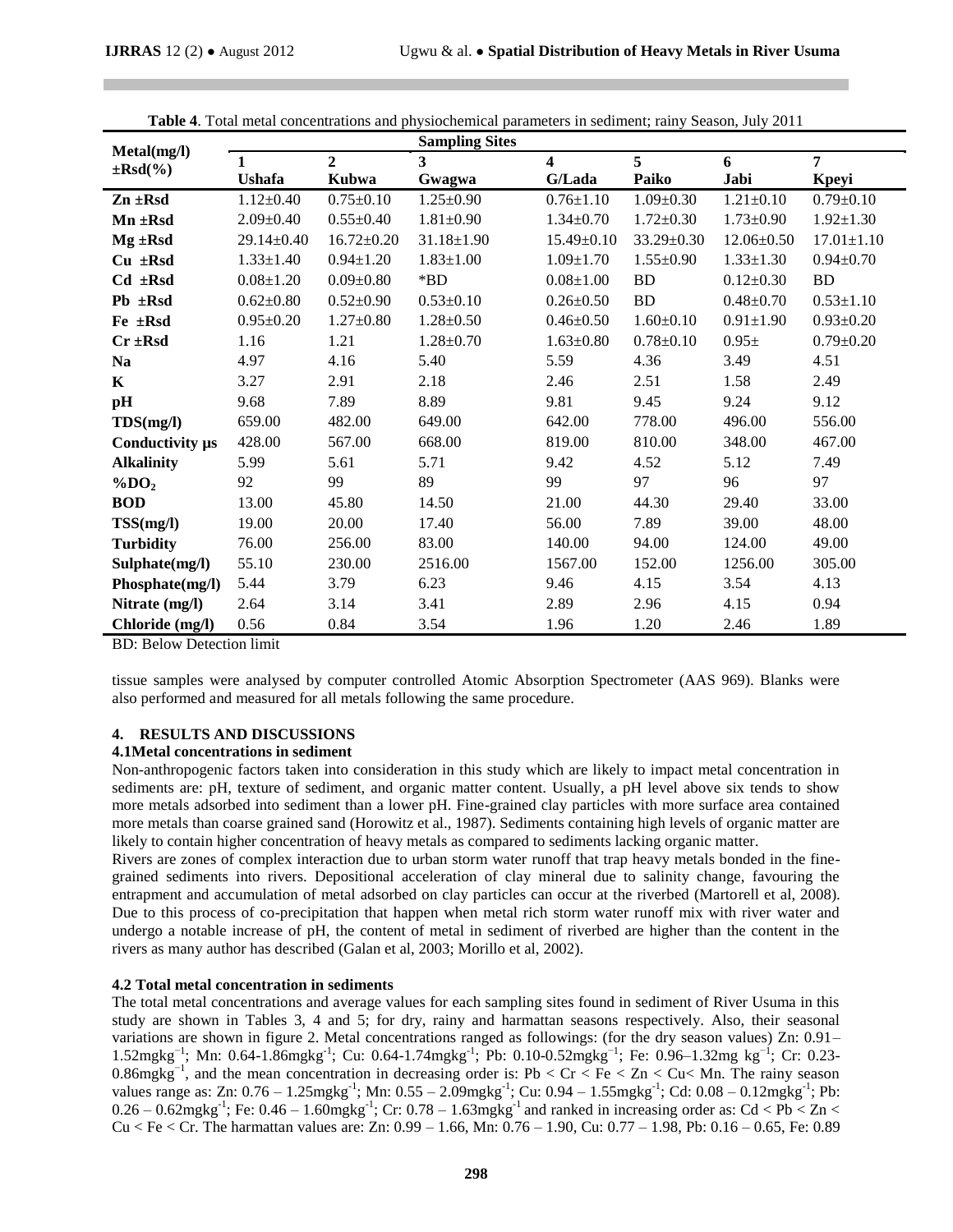**Table 4**. Total metal concentrations and physiochemical parameters in sediment; rainy Season, July 2011

| Metal(mg/l) ±Rsd(%) | Sampling Sites | | | | | | |
|---|---|---|---|---|---|---|---|
| | 1 Ushafa | 2 Kubwa | 3 Gwagwa | 4 G/Lada | 5 Paiko | 6 Jabi | 7 Kpeyi |
| **Zn ±Rsd** | 1.12±0.40 | 0.75±0.10 | 1.25±0.90 | 0.76±1.10 | 1.09±0.30 | 1.21±0.10 | 0.79±0.10 |
| **Mn ±Rsd** | 2.09±0.40 | 0.55±0.40 | 1.81±0.90 | 1.34±0.70 | 1.72±0.30 | 1.73±0.90 | 1.92±1.30 |
| **Mg ±Rsd** | 29.14±0.40 | 16.72±0.20 | 31.18±1.90 | 15.49±0.10 | 33.29±0.30 | 12.06±0.50 | 17.01±1.10 |
| **Cu ±Rsd** | 1.33±1.40 | 0.94±1.20 | 1.83±1.00 | 1.09±1.70 | 1.55±0.90 | 1.33±1.30 | 0.94±0.70 |
| **Cd ±Rsd** | 0.08±1.20 | 0.09±0.80 | *BD | 0.08±1.00 | BD | 0.12±0.30 | BD |
| **Pb ±Rsd** | 0.62±0.80 | 0.52±0.90 | 0.53±0.10 | 0.26±0.50 | BD | 0.48±0.70 | 0.53±1.10 |
| **Fe ±Rsd** | 0.95±0.20 | 1.27±0.80 | 1.28±0.50 | 0.46±0.50 | 1.60±0.10 | 0.91±1.90 | 0.93±0.20 |
| **Cr ±Rsd** | 1.16 | 1.21 | 1.28±0.70 | 1.63±0.80 | 0.78±0.10 | 0.95± | 0.79±0.20 |
| **Na** | 4.97 | 4.16 | 5.40 | 5.59 | 4.36 | 3.49 | 4.51 |
| **K** | 3.27 | 2.91 | 2.18 | 2.46 | 2.51 | 1.58 | 2.49 |
| **pH** | 9.68 | 7.89 | 8.89 | 9.81 | 9.45 | 9.24 | 9.12 |
| **TDS(mg/l)** | 659.00 | 482.00 | 649.00 | 642.00 | 778.00 | 496.00 | 556.00 |
| **Conductivity µs** | 428.00 | 567.00 | 668.00 | 819.00 | 810.00 | 348.00 | 467.00 |
| **Alkalinity** | 5.99 | 5.61 | 5.71 | 9.42 | 4.52 | 5.12 | 7.49 |
| **%DO$_2$** | 92 | 99 | 89 | 99 | 97 | 96 | 97 |
| **BOD** | 13.00 | 45.80 | 14.50 | 21.00 | 44.30 | 29.40 | 33.00 |
| **TSS(mg/l)** | 19.00 | 20.00 | 17.40 | 56.00 | 7.89 | 39.00 | 48.00 |
| **Turbidity** | 76.00 | 256.00 | 83.00 | 140.00 | 94.00 | 124.00 | 49.00 |
| **Sulphate(mg/l)** | 55.10 | 230.00 | 2516.00 | 1567.00 | 152.00 | 1256.00 | 305.00 |
| **Phosphate(mg/l)** | 5.44 | 3.79 | 6.23 | 9.46 | 4.15 | 3.54 | 4.13 |
| **Nitrate (mg/l)** | 2.64 | 3.14 | 3.41 | 2.89 | 2.96 | 4.15 | 0.94 |
| **Chloride (mg/l)** | 0.56 | 0.84 | 3.54 | 1.96 | 1.20 | 2.46 | 1.89 |

BD: Below Detection limit

tissue samples were analysed by computer controlled Atomic Absorption Spectrometer (AAS 969). Blanks were also performed and measured for all metals following the same procedure.

## 4. RESULTS AND DISCUSSIONS

### 4.1Metal concentrations in sediment

Non-anthropogenic factors taken into consideration in this study which are likely to impact metal concentration in sediments are: pH, texture of sediment, and organic matter content. Usually, a pH level above six tends to show more metals adsorbed into sediment than a lower pH. Fine-grained clay particles with more surface area contained more metals than coarse grained sand (Horowitz et al., 1987). Sediments containing high levels of organic matter are likely to contain higher concentration of heavy metals as compared to sediments lacking organic matter.

Rivers are zones of complex interaction due to urban storm water runoff that trap heavy metals bonded in the fine-grained sediments into rivers. Depositional acceleration of clay mineral due to salinity change, favouring the entrapment and accumulation of metal adsorbed on clay particles can occur at the riverbed (Martorell et al, 2008). Due to this process of co-precipitation that happen when metal rich storm water runoff mix with river water and undergo a notable increase of pH, the content of metal in sediment of riverbed are higher than the content in the rivers as many author has described (Galan et al, 2003; Morillo et al, 2002).

### 4.2 Total metal concentration in sediments

The total metal concentrations and average values for each sampling sites found in sediment of River Usuma in this study are shown in Tables 3, 4 and 5; for dry, rainy and harmattan seasons respectively. Also, their seasonal variations are shown in figure 2. Metal concentrations ranged as followings: (for the dry season values) Zn: 0.91– 1.52mgkg$^{-1}$; Mn: 0.64-1.86mgkg$^{-1}$; Cu: 0.64-1.74mgkg$^{-1}$; Pb: 0.10-0.52mgkg$^{-1}$; Fe: 0.96–1.32mg kg$^{-1}$; Cr: 0.23-0.86mgkg$^{-1}$, and the mean concentration in decreasing order is: Pb < Cr < Fe < Zn < Cu< Mn. The rainy season values range as: Zn: 0.76 – 1.25mgkg$^{-1}$; Mn: 0.55 – 2.09mgkg$^{-1}$; Cu: 0.94 – 1.55mgkg$^{-1}$; Cd: 0.08 – 0.12mgkg$^{-1}$; Pb: 0.26 – 0.62mgkg$^{-1}$; Fe: 0.46 – 1.60mgkg$^{-1}$; Cr: 0.78 – 1.63mgkg$^{-1}$ and ranked in increasing order as: Cd < Pb < Zn < Cu < Fe < Cr. The harmattan values are: Zn: 0.99 – 1.66, Mn: 0.76 – 1.90, Cu: 0.77 – 1.98, Pb: 0.16 – 0.65, Fe: 0.89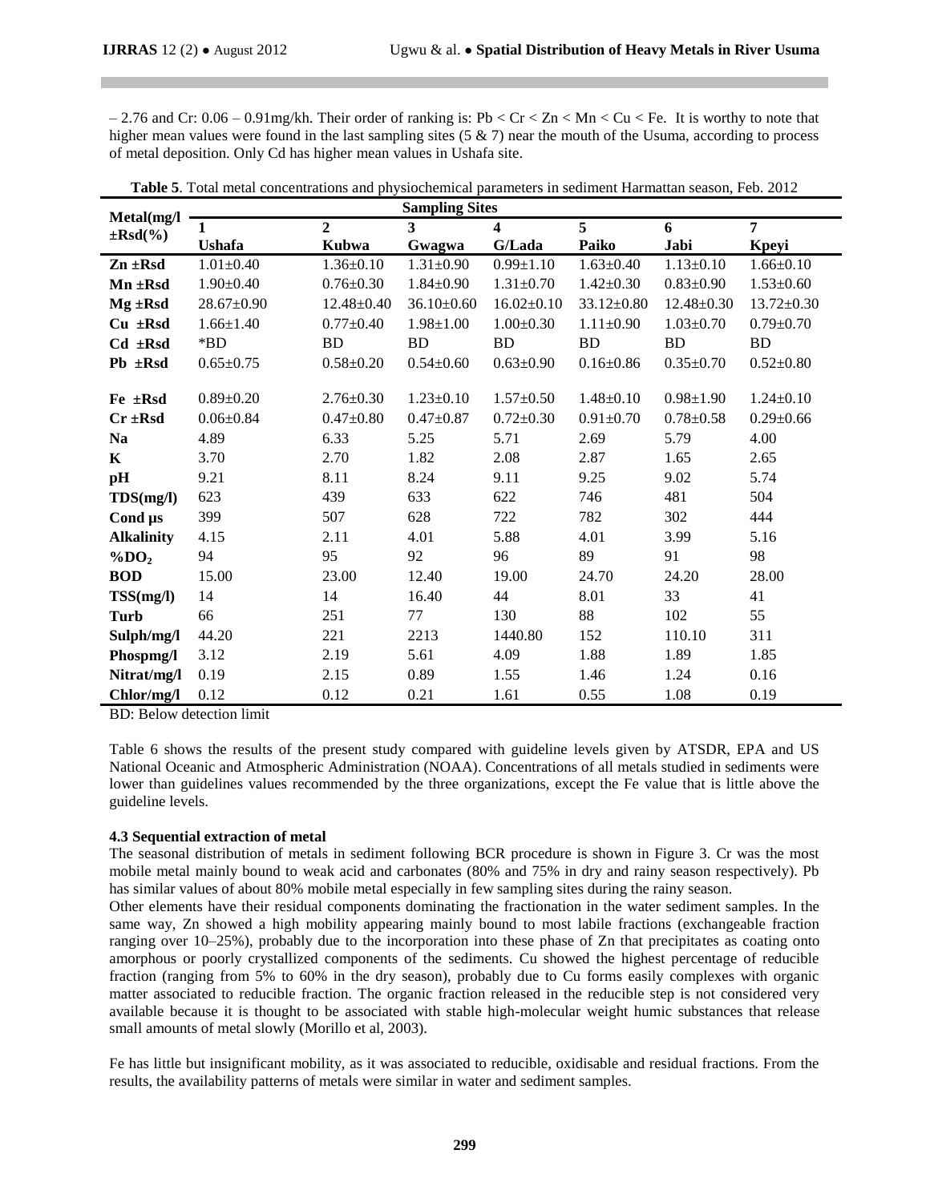– 2.76 and Cr: 0.06 – 0.91mg/kh. Their order of ranking is: Pb < Cr < Zn < Mn < Cu < Fe. It is worthy to note that higher mean values were found in the last sampling sites (5 & 7) near the mouth of the Usuma, according to process of metal deposition. Only Cd has higher mean values in Ushafa site.

**Table 5**. Total metal concentrations and physiochemical parameters in sediment Harmattan season, Feb. 2012

| Metal(mg/l ±Rsd(%) | Sampling Sites | | | | | | |
|---|---|---|---|---|---|---|---|
| | 1 Ushafa | 2 Kubwa | 3 Gwagwa | 4 G/Lada | 5 Paiko | 6 Jabi | 7 Kpeyi |
| **Zn ±Rsd** | 1.01±0.40 | 1.36±0.10 | 1.31±0.90 | 0.99±1.10 | 1.63±0.40 | 1.13±0.10 | 1.66±0.10 |
| **Mn ±Rsd** | 1.90±0.40 | 0.76±0.30 | 1.84±0.90 | 1.31±0.70 | 1.42±0.30 | 0.83±0.90 | 1.53±0.60 |
| **Mg ±Rsd** | 28.67±0.90 | 12.48±0.40 | 36.10±0.60 | 16.02±0.10 | 33.12±0.80 | 12.48±0.30 | 13.72±0.30 |
| **Cu ±Rsd** | 1.66±1.40 | 0.77±0.40 | 1.98±1.00 | 1.00±0.30 | 1.11±0.90 | 1.03±0.70 | 0.79±0.70 |
| **Cd ±Rsd** | *BD | BD | BD | BD | BD | BD | BD |
| **Pb ±Rsd** | 0.65±0.75 | 0.58±0.20 | 0.54±0.60 | 0.63±0.90 | 0.16±0.86 | 0.35±0.70 | 0.52±0.80 |
| **Fe ±Rsd** | 0.89±0.20 | 2.76±0.30 | 1.23±0.10 | 1.57±0.50 | 1.48±0.10 | 0.98±1.90 | 1.24±0.10 |
| **Cr ±Rsd** | 0.06±0.84 | 0.47±0.80 | 0.47±0.87 | 0.72±0.30 | 0.91±0.70 | 0.78±0.58 | 0.29±0.66 |
| **Na** | 4.89 | 6.33 | 5.25 | 5.71 | 2.69 | 5.79 | 4.00 |
| **K** | 3.70 | 2.70 | 1.82 | 2.08 | 2.87 | 1.65 | 2.65 |
| **pH** | 9.21 | 8.11 | 8.24 | 9.11 | 9.25 | 9.02 | 5.74 |
| **TDS(mg/l)** | 623 | 439 | 633 | 622 | 746 | 481 | 504 |
| **Cond µs** | 399 | 507 | 628 | 722 | 782 | 302 | 444 |
| **Alkalinity** | 4.15 | 2.11 | 4.01 | 5.88 | 4.01 | 3.99 | 5.16 |
| **%$DO_2$** | 94 | 95 | 92 | 96 | 89 | 91 | 98 |
| **BOD** | 15.00 | 23.00 | 12.40 | 19.00 | 24.70 | 24.20 | 28.00 |
| **TSS(mg/l)** | 14 | 14 | 16.40 | 44 | 8.01 | 33 | 41 |
| **Turb** | 66 | 251 | 77 | 130 | 88 | 102 | 55 |
| **Sulph/mg/l** | 44.20 | 221 | 2213 | 1440.80 | 152 | 110.10 | 311 |
| **Phospmg/l** | 3.12 | 2.19 | 5.61 | 4.09 | 1.88 | 1.89 | 1.85 |
| **Nitrat/mg/l** | 0.19 | 2.15 | 0.89 | 1.55 | 1.46 | 1.24 | 0.16 |
| **Chlor/mg/l** | 0.12 | 0.12 | 0.21 | 1.61 | 0.55 | 1.08 | 0.19 |

BD: Below detection limit

Table 6 shows the results of the present study compared with guideline levels given by ATSDR, EPA and US National Oceanic and Atmospheric Administration (NOAA). Concentrations of all metals studied in sediments were lower than guidelines values recommended by the three organizations, except the Fe value that is little above the guideline levels.

### 4.3 Sequential extraction of metal

The seasonal distribution of metals in sediment following BCR procedure is shown in Figure 3. Cr was the most mobile metal mainly bound to weak acid and carbonates (80% and 75% in dry and rainy season respectively). Pb has similar values of about 80% mobile metal especially in few sampling sites during the rainy season.

Other elements have their residual components dominating the fractionation in the water sediment samples. In the same way, Zn showed a high mobility appearing mainly bound to most labile fractions (exchangeable fraction ranging over 10–25%), probably due to the incorporation into these phase of Zn that precipitates as coating onto amorphous or poorly crystallized components of the sediments. Cu showed the highest percentage of reducible fraction (ranging from 5% to 60% in the dry season), probably due to Cu forms easily complexes with organic matter associated to reducible fraction. The organic fraction released in the reducible step is not considered very available because it is thought to be associated with stable high-molecular weight humic substances that release small amounts of metal slowly (Morillo et al, 2003).

Fe has little but insignificant mobility, as it was associated to reducible, oxidisable and residual fractions. From the results, the availability patterns of metals were similar in water and sediment samples.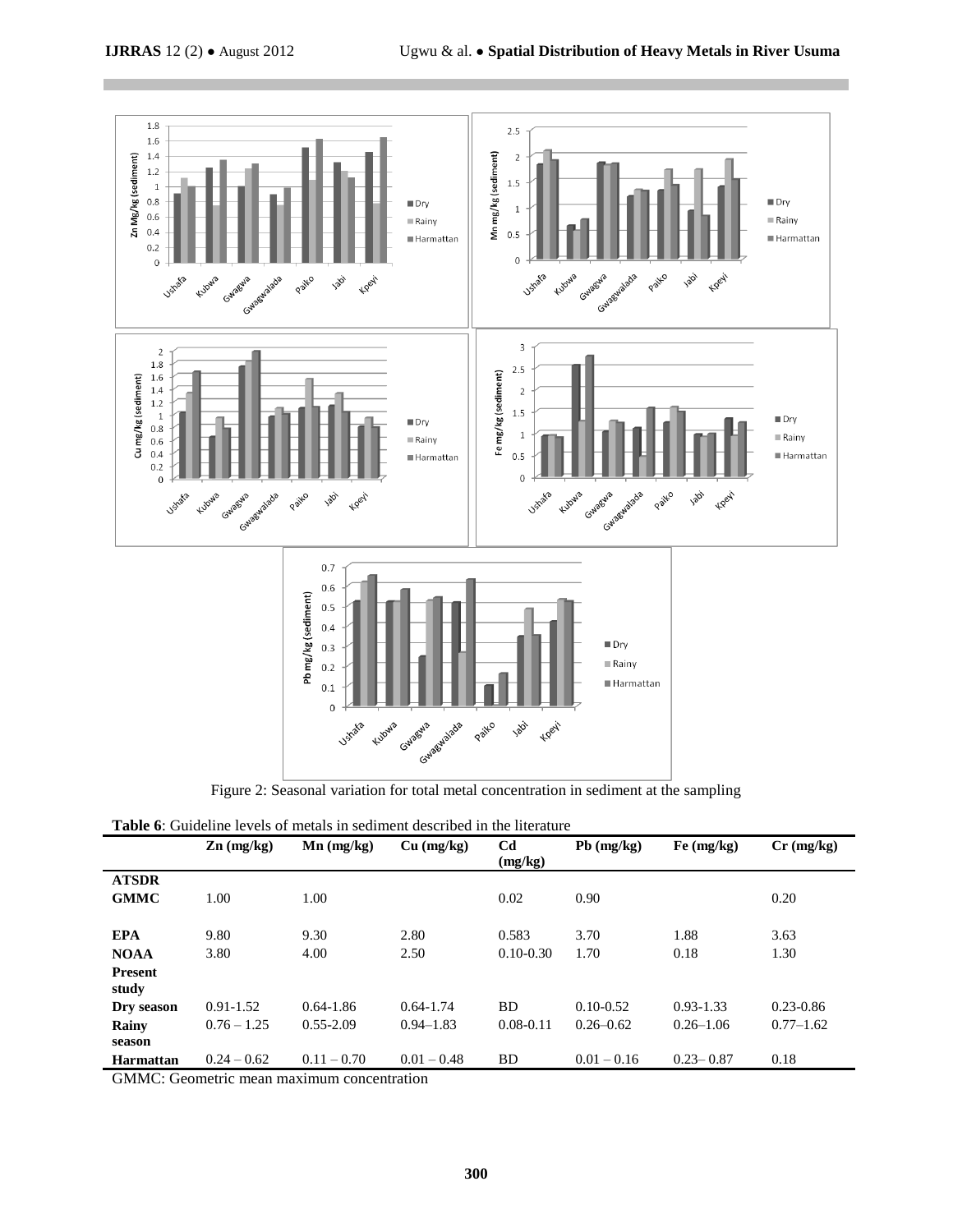Figure 2: Seasonal variation for total metal concentration in sediment at the sampling

**Table 6**: Guideline levels of metals in sediment described in the literature

| | Zn (mg/kg) | Mn (mg/kg) | Cu (mg/kg) | Cd (mg/kg) | Pb (mg/kg) | Fe (mg/kg) | Cr (mg/kg) |
|---|---|---|---|---|---|---|---|
| **ATSDR** | | | | | | | |
| **GMMC** | 1.00 | 1.00 | | 0.02 | 0.90 | | 0.20 |
| **EPA** | 9.80 | 9.30 | 2.80 | 0.583 | 3.70 | 1.88 | 3.63 |
| **NOAA** | 3.80 | 4.00 | 2.50 | 0.10-0.30 | 1.70 | 0.18 | 1.30 |
| **Present study** | | | | | | | |
| **Dry season** | 0.91-1.52 | 0.64-1.86 | 0.64-1.74 | BD | 0.10-0.52 | 0.93-1.33 | 0.23-0.86 |
| **Rainy season** | 0.76 – 1.25 | 0.55-2.09 | 0.94–1.83 | 0.08-0.11 | 0.26–0.62 | 0.26–1.06 | 0.77–1.62 |
| **Harmattan** | 0.24 – 0.62 | 0.11 – 0.70 | 0.01 – 0.48 | BD | 0.01 – 0.16 | 0.23– 0.87 | 0.18 |

GMMC: Geometric mean maximum concentration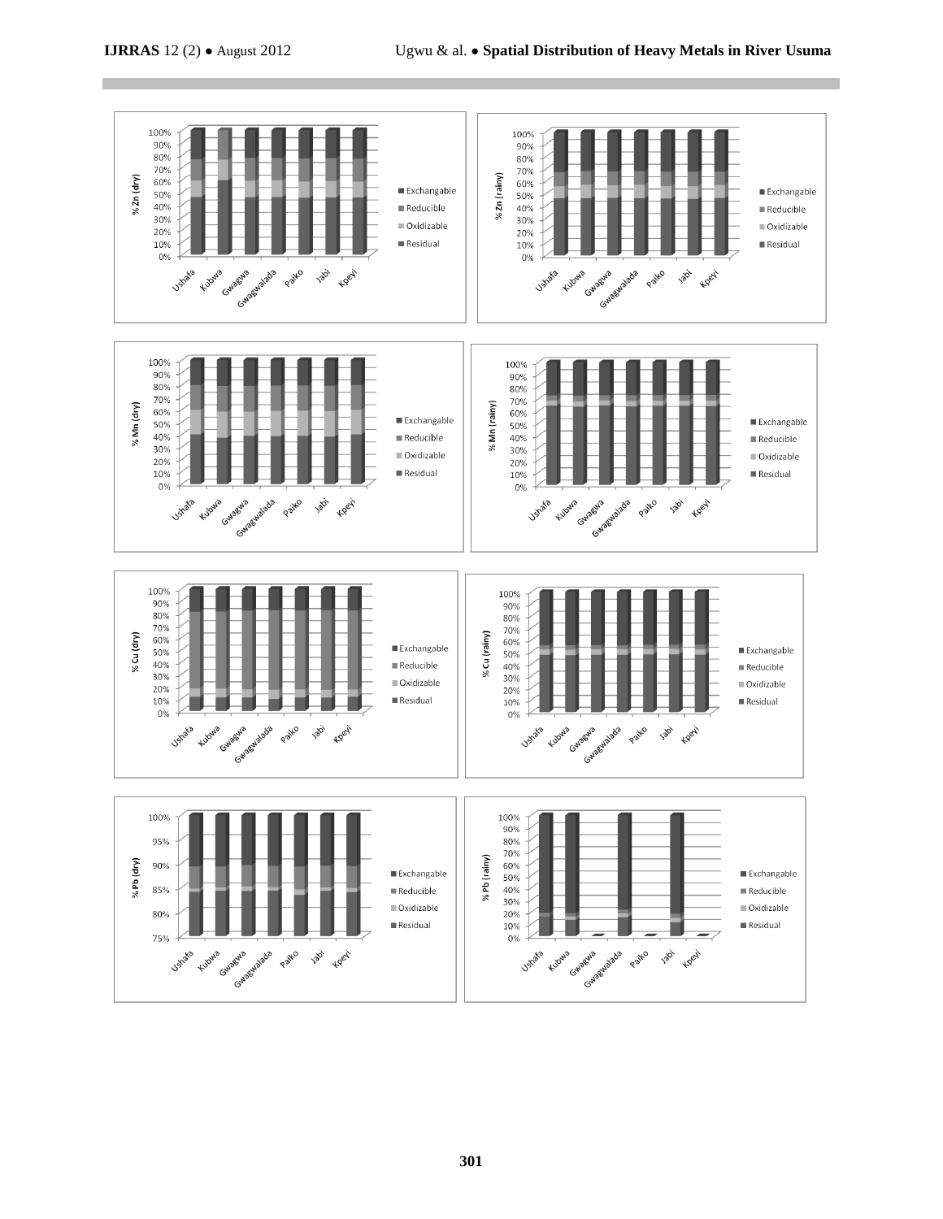% Zn (dry)

Ushafa, Kubwa, Gwagwa, Gwagwalada, Paiko, Jabi, Kpeyi

Exchangable, Reducible, Oxidizable, Residual

% Zn (rainy)

Ushafa, Kubwa, Gwagwa, Gwagwalada, Paiko, Jabi, Kpeyi

Exchangable, Reducible, Oxidizable, Residual

% Mn (dry)

Ushafa, Kubwa, Gwagwa, Gwagwalada, Paiko, Jabi, Kpeyi

Exchangable, Reducible, Oxidizable, Residual

% Mn (rainy)

Ushafa, Kubwa, Gwagwa, Gwagwalada, Paiko, Jabi, Kpeyi

Exchangable, Reducible, Oxidizable, Residual

% Cu (dry)

Ushafa, Kubwa, Gwagwa, Gwagwalada, Paiko, Jabi, Kpeyi

Exchangable, Reducible, Oxidizable, Residual

% Cu (rainy)

Ushafa, Kubwa, Gwagwa, Gwagwalada, Paiko, Jabi, Kpeyi

Exchangable, Reducible, Oxidizable, Residual

% Pb (dry)

Ushafa, Kubwa, Gwagwa, Gwagwalada, Paiko, Jabi, Kpeyi

Exchangable, Reducible, Oxidizable, Residual

% Pb (rainy)

Ushafa, Kubwa, Gwagwa, Gwagwalada, Paiko, Jabi, Kpeyi

Exchangable, Reducible, Oxidizable, Residual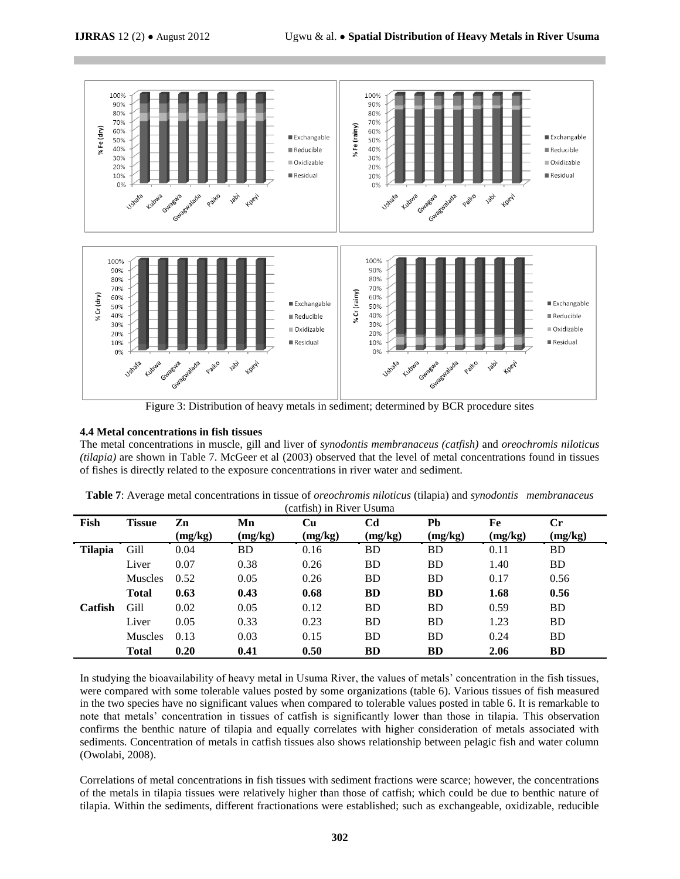Figure 3: Distribution of heavy metals in sediment; determined by BCR procedure sites

### 4.4 Metal concentrations in fish tissues

The metal concentrations in muscle, gill and liver of *synodontis membranaceus (catfish)* and *oreochromis niloticus (tilapia)* are shown in Table 7. McGeer et al (2003) observed that the level of metal concentrations found in tissues of fishes is directly related to the exposure concentrations in river water and sediment.

**Table 7**: Average metal concentrations in tissue of *oreochromis niloticus* (tilapia) and *synodontis membranaceus* (catfish) in River Usuma

| Fish | Tissue | Zn (mg/kg) | Mn (mg/kg) | Cu (mg/kg) | Cd (mg/kg) | Pb (mg/kg) | Fe (mg/kg) | Cr (mg/kg) |
|---|---|---|---|---|---|---|---|---|
| **Tilapia** | Gill | 0.04 | BD | 0.16 | BD | BD | 0.11 | BD |
| | Liver | 0.07 | 0.38 | 0.26 | BD | BD | 1.40 | BD |
| | Muscles | 0.52 | 0.05 | 0.26 | BD | BD | 0.17 | 0.56 |
| | **Total** | **0.63** | **0.43** | **0.68** | **BD** | **BD** | **1.68** | **0.56** |
| **Catfish** | Gill | 0.02 | 0.05 | 0.12 | BD | BD | 0.59 | BD |
| | Liver | 0.05 | 0.33 | 0.23 | BD | BD | 1.23 | BD |
| | Muscles | 0.13 | 0.03 | 0.15 | BD | BD | 0.24 | BD |
| | **Total** | **0.20** | **0.41** | **0.50** | **BD** | **BD** | **2.06** | **BD** |

In studying the bioavailability of heavy metal in Usuma River, the values of metals' concentration in the fish tissues, were compared with some tolerable values posted by some organizations (table 6). Various tissues of fish measured in the two species have no significant values when compared to tolerable values posted in table 6. It is remarkable to note that metals' concentration in tissues of catfish is significantly lower than those in tilapia. This observation confirms the benthic nature of tilapia and equally correlates with higher consideration of metals associated with sediments. Concentration of metals in catfish tissues also shows relationship between pelagic fish and water column (Owolabi, 2008).

Correlations of metal concentrations in fish tissues with sediment fractions were scarce; however, the concentrations of the metals in tilapia tissues were relatively higher than those of catfish; which could be due to benthic nature of tilapia. Within the sediments, different fractionations were established; such as exchangeable, oxidizable, reducible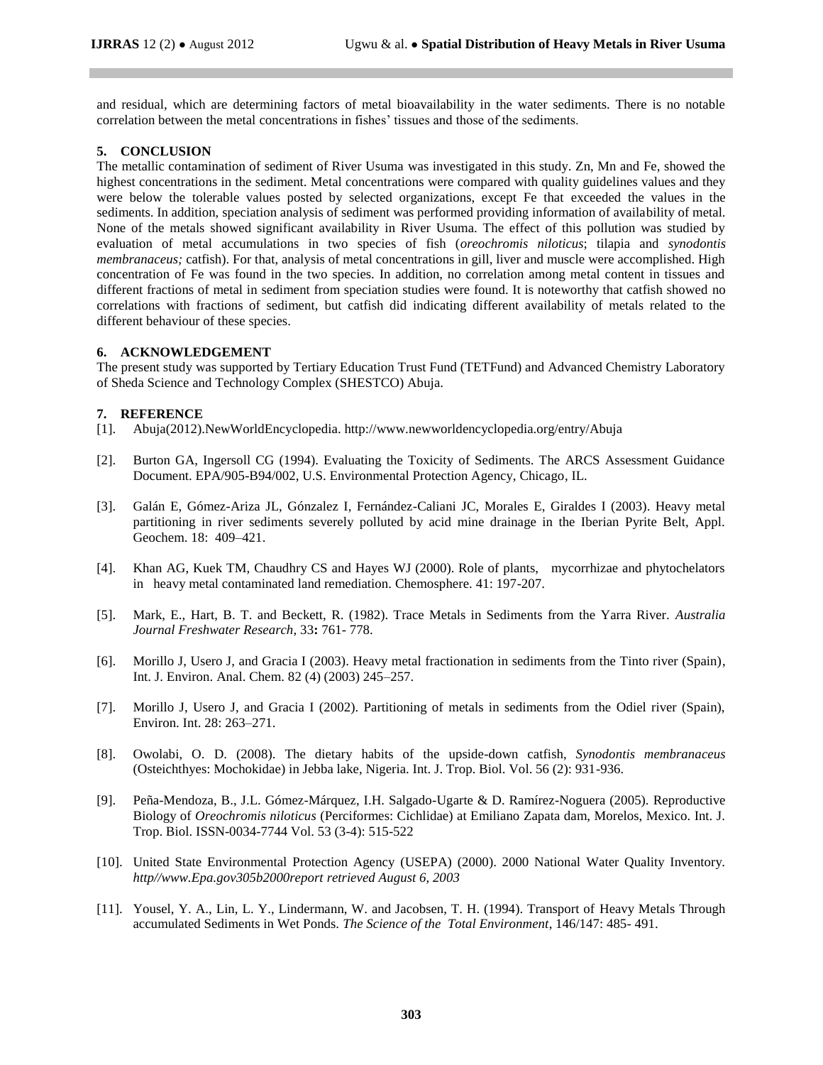and residual, which are determining factors of metal bioavailability in the water sediments. There is no notable correlation between the metal concentrations in fishes' tissues and those of the sediments.

## 5. CONCLUSION

The metallic contamination of sediment of River Usuma was investigated in this study. Zn, Mn and Fe, showed the highest concentrations in the sediment. Metal concentrations were compared with quality guidelines values and they were below the tolerable values posted by selected organizations, except Fe that exceeded the values in the sediments. In addition, speciation analysis of sediment was performed providing information of availability of metal. None of the metals showed significant availability in River Usuma. The effect of this pollution was studied by evaluation of metal accumulations in two species of fish (*oreochromis niloticus*; tilapia and *synodontis membranaceus;* catfish). For that, analysis of metal concentrations in gill, liver and muscle were accomplished. High concentration of Fe was found in the two species. In addition, no correlation among metal content in tissues and different fractions of metal in sediment from speciation studies were found. It is noteworthy that catfish showed no correlations with fractions of sediment, but catfish did indicating different availability of metals related to the different behaviour of these species.

## 6. ACKNOWLEDGEMENT

The present study was supported by Tertiary Education Trust Fund (TETFund) and Advanced Chemistry Laboratory of Sheda Science and Technology Complex (SHESTCO) Abuja.

## 7. REFERENCE

[1]. Abuja(2012).NewWorldEncyclopedia. http://www.newworldencyclopedia.org/entry/Abuja

[2]. Burton GA, Ingersoll CG (1994). Evaluating the Toxicity of Sediments. The ARCS Assessment Guidance Document. EPA/905-B94/002, U.S. Environmental Protection Agency, Chicago, IL.

[3]. Galán E, Gómez-Ariza JL, Gónzalez I, Fernández-Caliani JC, Morales E, Giraldes I (2003). Heavy metal partitioning in river sediments severely polluted by acid mine drainage in the Iberian Pyrite Belt, Appl. Geochem. 18: 409–421.

[4]. Khan AG, Kuek TM, Chaudhry CS and Hayes WJ (2000). Role of plants, mycorrhizae and phytochelators in heavy metal contaminated land remediation. Chemosphere. 41: 197-207.

[5]. Mark, E., Hart, B. T. and Beckett, R. (1982). Trace Metals in Sediments from the Yarra River. *Australia Journal Freshwater Research*, 33**:** 761- 778.

[6]. Morillo J, Usero J, and Gracia I (2003). Heavy metal fractionation in sediments from the Tinto river (Spain), Int. J. Environ. Anal. Chem. 82 (4) (2003) 245–257.

[7]. Morillo J, Usero J, and Gracia I (2002). Partitioning of metals in sediments from the Odiel river (Spain), Environ. Int. 28: 263–271.

[8]. Owolabi, O. D. (2008). The dietary habits of the upside-down catfish, *Synodontis membranaceus* (Osteichthyes: Mochokidae) in Jebba lake, Nigeria. Int. J. Trop. Biol. Vol. 56 (2): 931-936.

[9]. Peña-Mendoza, B., J.L. Gómez-Márquez, I.H. Salgado-Ugarte & D. Ramírez-Noguera (2005). Reproductive Biology of *Oreochromis niloticus* (Perciformes: Cichlidae) at Emiliano Zapata dam, Morelos, Mexico. Int. J. Trop. Biol. ISSN-0034-7744 Vol. 53 (3-4): 515-522

[10]. United State Environmental Protection Agency (USEPA) (2000). 2000 National Water Quality Inventory. *http//www.Epa.gov305b2000report retrieved August 6, 2003*

[11]. Yousel, Y. A., Lin, L. Y., Lindermann, W. and Jacobsen, T. H. (1994). Transport of Heavy Metals Through accumulated Sediments in Wet Ponds. *The Science of the Total Environment*, 146/147: 485- 491.